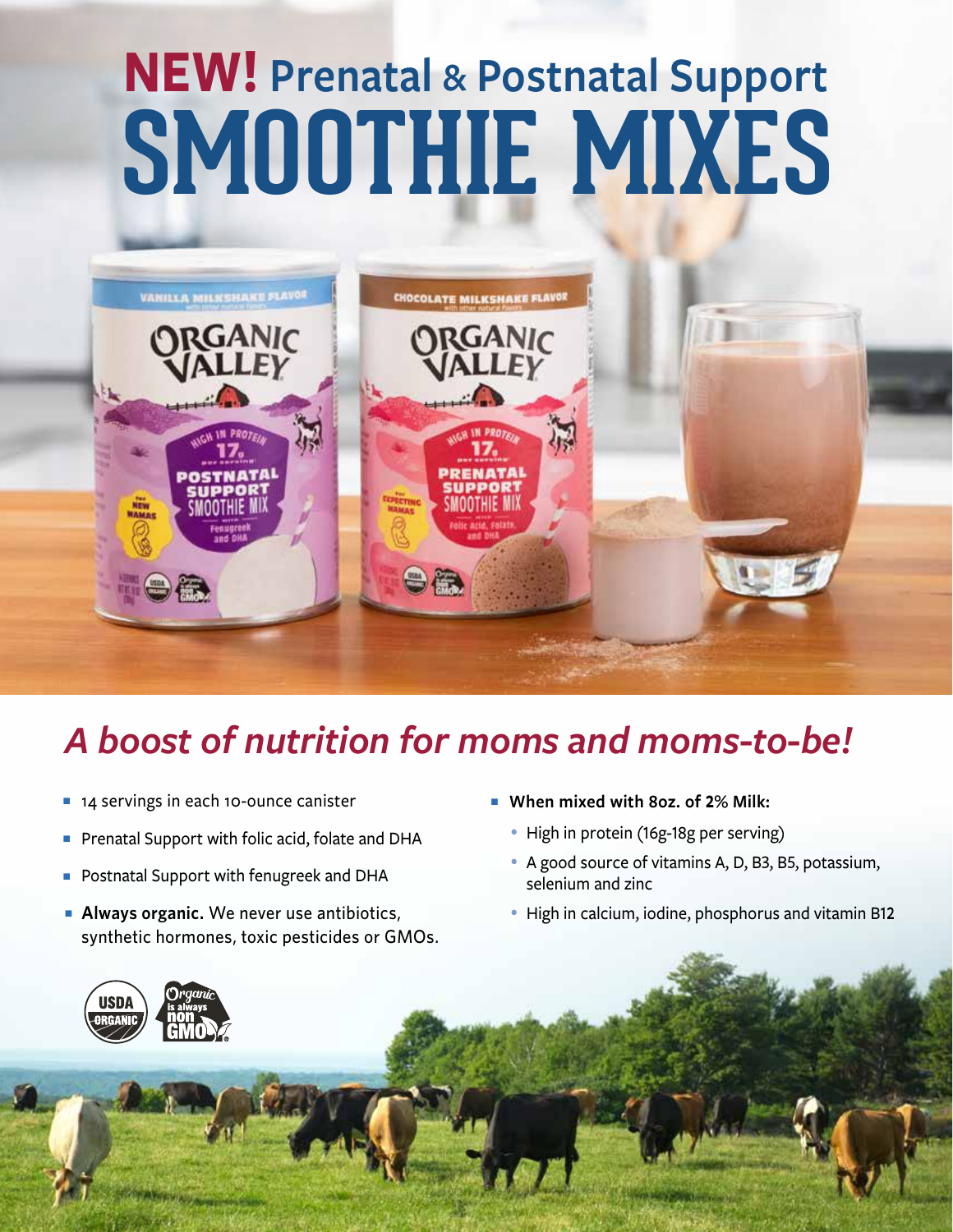# NEW! Prenatal & Postnatal Support SMOOTHIE MIXES

## *A boost of nutrition for moms and moms-to-be!*

- 14 servings in each 10-ounce canister
- Prenatal Support with folic acid, folate and DHA
- Postnatal Support with fenugreek and DHA
- **Always organic.** We never use antibiotics, synthetic hormones, toxic pesticides or GMOs.

- **When mixed with 8oz. of 2% Milk:**
  - High in protein (16g-18g per serving)
  - A good source of vitamins A, D, B3, B5, potassium, selenium and zinc
  - High in calcium, iodine, phosphorus and vitamin B12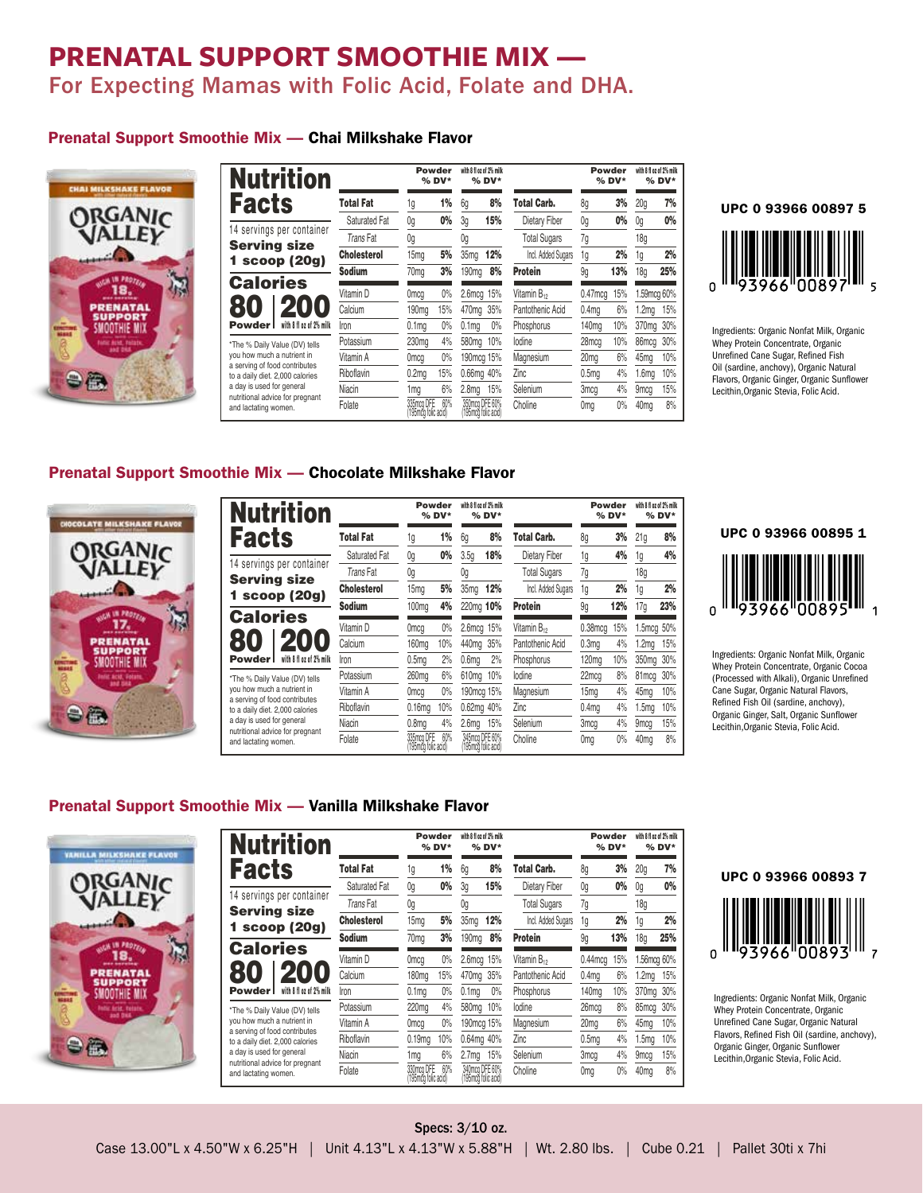# PRENATAL SUPPORT SMOOTHIE MIX —

## For Expecting Mamas with Folic Acid, Folate and DHA.

### Prenatal Support Smoothie Mix — **Chai Milkshake Flavor**

**Nutrition Facts**

14 servings per container
**Serving size 1 scoop (20g)**

**Calories** 80 Powder | 200 with 8 fl oz of 2% milk

| | Powder | % DV* | with 8 fl oz of 2% milk | % DV* | | Powder | % DV* | with 8 fl oz of 2% milk | % DV* |
|---|---|---|---|---|---|---|---|---|---|
| **Total Fat** | 1g | 1% | 6g | 8% | **Total Carb.** | 8g | 3% | 20g | 7% |
| Saturated Fat | 0g | 0% | 3g | 15% | Dietary Fiber | 0g | 0% | 0g | 0% |
| *Trans* Fat | 0g | | 0g | | Total Sugars | 7g | | 18g | |
| **Cholesterol** | 15mg | 5% | 35mg | 12% | Incl. Added Sugars | 1g | 2% | 1g | 2% |
| **Sodium** | 70mg | 3% | 190mg | 8% | **Protein** | 9g | 13% | 18g | 25% |
| Vitamin D | 0mcg | 0% | 2.6mcg | 15% | Vitamin $B_{12}$ | 0.47mcg | 15% | 1.59mcg | 60% |
| Calcium | 190mg | 15% | 470mg | 35% | Pantothenic Acid | 0.4mg | 6% | 1.2mg | 15% |
| Iron | 0.1mg | 0% | 0.1mg | 0% | Phosphorus | 140mg | 10% | 370mg | 30% |
| Potassium | 230mg | 4% | 580mg | 10% | Iodine | 28mcg | 10% | 86mcg | 30% |
| Vitamin A | 0mcg | 0% | 190mcg | 15% | Magnesium | 20mg | 6% | 45mg | 10% |
| Riboflavin | 0.2mg | 15% | 0.66mg | 40% | Zinc | 0.5mg | 4% | 1.6mg | 10% |
| Niacin | 1mg | 6% | 2.8mg | 15% | Selenium | 3mcg | 4% | 9mcg | 15% |
| Folate | 335mcg DFE (195mcg folic acid) | 60% | 350mcg DFE (195mcg folic acid) | 60% | Choline | 0mg | 0% | 40mg | 8% |

*The % Daily Value (DV) tells you how much a nutrient in a serving of food contributes to a daily diet. 2,000 calories a day is used for general nutritional advice for pregnant and lactating women.

**UPC 0 93966 00897 5**

0 93966 00897 5

Ingredients: Organic Nonfat Milk, Organic Whey Protein Concentrate, Organic Unrefined Cane Sugar, Refined Fish Oil (sardine, anchovy), Organic Natural Flavors, Organic Ginger, Organic Sunflower Lecithin,Organic Stevia, Folic Acid.

### Prenatal Support Smoothie Mix — **Chocolate Milkshake Flavor**

**Nutrition Facts**

14 servings per container
**Serving size 1 scoop (20g)**

**Calories** 80 Powder | 200 with 8 fl oz of 2% milk

| | Powder | % DV* | with 8 fl oz of 2% milk | % DV* | | Powder | % DV* | with 8 fl oz of 2% milk | % DV* |
|---|---|---|---|---|---|---|---|---|---|
| **Total Fat** | 1g | 1% | 6g | 8% | **Total Carb.** | 8g | 3% | 21g | 8% |
| Saturated Fat | 0g | 0% | 3.5g | 18% | Dietary Fiber | 1g | 4% | 1g | 4% |
| *Trans* Fat | 0g | | 0g | | Total Sugars | 7g | | 18g | |
| **Cholesterol** | 15mg | 5% | 35mg | 12% | Incl. Added Sugars | 1g | 2% | 1g | 2% |
| **Sodium** | 100mg | 4% | 220mg | 10% | **Protein** | 9g | 12% | 17g | 23% |
| Vitamin D | 0mcg | 0% | 2.6mcg | 15% | Vitamin $B_{12}$ | 0.38mcg | 15% | 1.5mcg | 60% |
| Calcium | 160mg | 10% | 440mg | 35% | Pantothenic Acid | 0.3mg | 4% | 1.2mg | 15% |
| Iron | 0.5mg | 2% | 0.6mg | 2% | Phosphorus | 120mg | 10% | 350mg | 30% |
| Potassium | 260mg | 6% | 610mg | 10% | Iodine | 22mcg | 8% | 81mcg | 30% |
| Vitamin A | 0mcg | 0% | 190mcg | 15% | Magnesium | 15mg | 4% | 45mg | 10% |
| Riboflavin | 0.16mg | 10% | 0.62mg | 40% | Zinc | 0.4mg | 4% | 1.5mg | 10% |
| Niacin | 0.8mg | 4% | 2.6mg | 15% | Selenium | 3mcg | 4% | 9mcg | 15% |
| Folate | 335mcg DFE (195mcg folic acid) | 60% | 345mcg DFE (195mcg folic acid) | 60% | Choline | 0mg | 0% | 40mg | 8% |

*The % Daily Value (DV) tells you how much a nutrient in a serving of food contributes to a daily diet. 2,000 calories a day is used for general nutritional advice for pregnant and lactating women.

**UPC 0 93966 00895 1**

0 93966 00895 1

Ingredients: Organic Nonfat Milk, Organic Whey Protein Concentrate, Organic Cocoa (Processed with Alkali), Organic Unrefined Cane Sugar, Organic Natural Flavors, Refined Fish Oil (sardine, anchovy), Organic Ginger, Salt, Organic Sunflower Lecithin,Organic Stevia, Folic Acid.

### Prenatal Support Smoothie Mix — **Vanilla Milkshake Flavor**

**Nutrition Facts**

14 servings per container
**Serving size 1 scoop (20g)**

**Calories** 80 Powder | 200 with 8 fl oz of 2% milk

| | Powder | % DV* | with 8 fl oz of 2% milk | % DV* | | Powder | % DV* | with 8 fl oz of 2% milk | % DV* |
|---|---|---|---|---|---|---|---|---|---|
| **Total Fat** | 1g | 1% | 6g | 8% | **Total Carb.** | 8g | 3% | 20g | 7% |
| Saturated Fat | 0g | 0% | 3g | 15% | Dietary Fiber | 0g | 0% | 0g | 0% |
| *Trans* Fat | 0g | | 0g | | Total Sugars | 7g | | 18g | |
| **Cholesterol** | 15mg | 5% | 35mg | 12% | Incl. Added Sugars | 1g | 2% | 1g | 2% |
| **Sodium** | 70mg | 3% | 190mg | 8% | **Protein** | 9g | 13% | 18g | 25% |
| Vitamin D | 0mcg | 0% | 2.6mcg | 15% | Vitamin $B_{12}$ | 0.44mcg | 15% | 1.56mcg | 60% |
| Calcium | 180mg | 15% | 470mg | 35% | Pantothenic Acid | 0.4mg | 6% | 1.2mg | 15% |
| Iron | 0.1mg | 0% | 0.1mg | 0% | Phosphorus | 140mg | 10% | 370mg | 30% |
| Potassium | 220mg | 4% | 580mg | 10% | Iodine | 26mcg | 8% | 85mcg | 30% |
| Vitamin A | 0mcg | 0% | 190mcg | 15% | Magnesium | 20mg | 6% | 45mg | 10% |
| Riboflavin | 0.19mg | 10% | 0.64mg | 40% | Zinc | 0.5mg | 4% | 1.5mg | 10% |
| Niacin | 1mg | 6% | 2.7mg | 15% | Selenium | 3mcg | 4% | 9mcg | 15% |
| Folate | 330mcg DFE (195mcg folic acid) | 60% | 340mcg DFE (195mcg folic acid) | 60% | Choline | 0mg | 0% | 40mg | 8% |

*The % Daily Value (DV) tells you how much a nutrient in a serving of food contributes to a daily diet. 2,000 calories a day is used for general nutritional advice for pregnant and lactating women.

**UPC 0 93966 00893 7**

0 93966 00893 7

Ingredients: Organic Nonfat Milk, Organic Whey Protein Concentrate, Organic Unrefined Cane Sugar, Organic Natural Flavors, Refined Fish Oil (sardine, anchovy), Organic Ginger, Organic Sunflower Lecithin,Organic Stevia, Folic Acid.

**Specs: 3/10 oz.**

Case 13.00"L x 4.50"W x 6.25"H | Unit 4.13"L x 4.13"W x 5.88"H | Wt. 2.80 lbs. | Cube 0.21 | Pallet 30ti x 7hi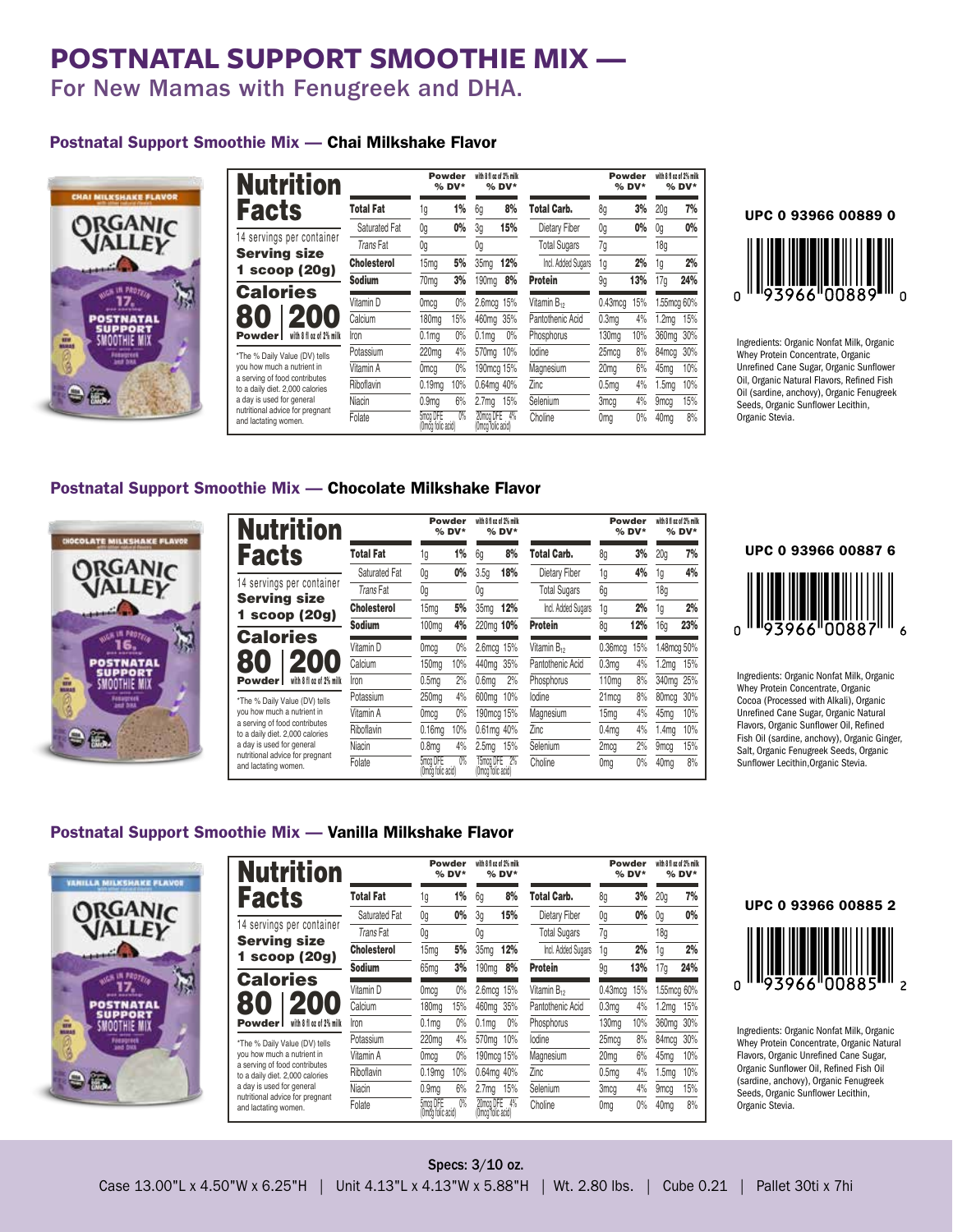# POSTNATAL SUPPORT SMOOTHIE MIX —

## For New Mamas with Fenugreek and DHA.

### Postnatal Support Smoothie Mix — Chai Milkshake Flavor

**Nutrition Facts**

14 servings per container
**Serving size 1 scoop (20g)**

**Calories** 80 Powder | 200 with 8 fl oz of 2% milk

| | Powder | % DV* | with 8 fl oz of 2% milk | % DV* | | Powder | % DV* | with 8 fl oz of 2% milk | % DV* |
|---|---|---|---|---|---|---|---|---|---|
| **Total Fat** | 1g | 1% | 6g | 8% | **Total Carb.** | 8g | 3% | 20g | 7% |
| Saturated Fat | 0g | 0% | 3g | 15% | Dietary Fiber | 0g | 0% | 0g | 0% |
| *Trans* Fat | 0g | | 0g | | Total Sugars | 7g | | 18g | |
| **Cholesterol** | 15mg | 5% | 35mg | 12% | Incl. Added Sugars | 1g | 2% | 1g | 2% |
| **Sodium** | 70mg | 3% | 190mg | 8% | **Protein** | 9g | 13% | 17g | 24% |
| Vitamin D | 0mcg | 0% | 2.6mcg | 15% | Vitamin $B_{12}$ | 0.43mcg | 15% | 1.55mcg | 60% |
| Calcium | 180mg | 15% | 460mg | 35% | Pantothenic Acid | 0.3mg | 4% | 1.2mg | 15% |
| Iron | 0.1mg | 0% | 0.1mg | 0% | Phosphorus | 130mg | 10% | 360mg | 30% |
| Potassium | 220mg | 4% | 570mg | 10% | Iodine | 25mcg | 8% | 84mcg | 30% |
| Vitamin A | 0mcg | 0% | 190mcg | 15% | Magnesium | 20mg | 6% | 45mg | 10% |
| Riboflavin | 0.19mg | 10% | 0.64mg | 40% | Zinc | 0.5mg | 4% | 1.5mg | 10% |
| Niacin | 0.9mg | 6% | 2.7mg | 15% | Selenium | 3mcg | 4% | 9mcg | 15% |
| Folate | 5mcg DFE (0mcg folic acid) | 0% | 20mcg DFE (0mcg folic acid) | 4% | Choline | 0mg | 0% | 40mg | 8% |

*The % Daily Value (DV) tells you how much a nutrient in a serving of food contributes to a daily diet. 2,000 calories a day is used for general nutritional advice for pregnant and lactating women.

**UPC 0 93966 00889 0**

Ingredients: Organic Nonfat Milk, Organic Whey Protein Concentrate, Organic Unrefined Cane Sugar, Organic Sunflower Oil, Organic Natural Flavors, Refined Fish Oil (sardine, anchovy), Organic Fenugreek Seeds, Organic Sunflower Lecithin, Organic Stevia.

### Postnatal Support Smoothie Mix — Chocolate Milkshake Flavor

**Nutrition Facts**

14 servings per container
**Serving size 1 scoop (20g)**

**Calories** 80 Powder | 200 with 8 fl oz of 2% milk

| | Powder | % DV* | with 8 fl oz of 2% milk | % DV* | | Powder | % DV* | with 8 fl oz of 2% milk | % DV* |
|---|---|---|---|---|---|---|---|---|---|
| **Total Fat** | 1g | 1% | 6g | 8% | **Total Carb.** | 8g | 3% | 20g | 7% |
| Saturated Fat | 0g | 0% | 3.5g | 18% | Dietary Fiber | 1g | 4% | 1g | 4% |
| *Trans* Fat | 0g | | 0g | | Total Sugars | 6g | | 18g | |
| **Cholesterol** | 15mg | 5% | 35mg | 12% | Incl. Added Sugars | 1g | 2% | 1g | 2% |
| **Sodium** | 100mg | 4% | 220mg | 10% | **Protein** | 8g | 12% | 16g | 23% |
| Vitamin D | 0mcg | 0% | 2.6mcg | 15% | Vitamin $B_{12}$ | 0.36mcg | 15% | 1.48mcg | 50% |
| Calcium | 150mg | 10% | 440mg | 35% | Pantothenic Acid | 0.3mg | 4% | 1.2mg | 15% |
| Iron | 0.5mg | 2% | 0.6mg | 2% | Phosphorus | 110mg | 8% | 340mg | 25% |
| Potassium | 250mg | 4% | 600mg | 10% | Iodine | 21mcg | 8% | 80mcg | 30% |
| Vitamin A | 0mcg | 0% | 190mcg | 15% | Magnesium | 15mg | 4% | 45mg | 10% |
| Riboflavin | 0.16mg | 10% | 0.61mg | 40% | Zinc | 0.4mg | 4% | 1.4mg | 10% |
| Niacin | 0.8mg | 4% | 2.5mg | 15% | Selenium | 2mcg | 2% | 9mcg | 15% |
| Folate | 5mcg DFE (0mcg folic acid) | 0% | 15mcg DFE (0mcg folic acid) | 2% | Choline | 0mg | 0% | 40mg | 8% |

*The % Daily Value (DV) tells you how much a nutrient in a serving of food contributes to a daily diet. 2,000 calories a day is used for general nutritional advice for pregnant and lactating women.

**UPC 0 93966 00887 6**

Ingredients: Organic Nonfat Milk, Organic Whey Protein Concentrate, Organic Cocoa (Processed with Alkali), Organic Unrefined Cane Sugar, Organic Natural Flavors, Organic Sunflower Oil, Refined Fish Oil (sardine, anchovy), Organic Ginger, Salt, Organic Fenugreek Seeds, Organic Sunflower Lecithin,Organic Stevia.

### Postnatal Support Smoothie Mix — Vanilla Milkshake Flavor

**Nutrition Facts**

14 servings per container
**Serving size 1 scoop (20g)**

**Calories** 80 Powder | 200 with 8 fl oz of 2% milk

| | Powder | % DV* | with 8 fl oz of 2% milk | % DV* | | Powder | % DV* | with 8 fl oz of 2% milk | % DV* |
|---|---|---|---|---|---|---|---|---|---|
| **Total Fat** | 1g | 1% | 6g | 8% | **Total Carb.** | 8g | 3% | 20g | 7% |
| Saturated Fat | 0g | 0% | 3g | 15% | Dietary Fiber | 0g | 0% | 0g | 0% |
| *Trans* Fat | 0g | | 0g | | Total Sugars | 7g | | 18g | |
| **Cholesterol** | 15mg | 5% | 35mg | 12% | Incl. Added Sugars | 1g | 2% | 1g | 2% |
| **Sodium** | 65mg | 3% | 190mg | 8% | **Protein** | 9g | 13% | 17g | 24% |
| Vitamin D | 0mcg | 0% | 2.6mcg | 15% | Vitamin $B_{12}$ | 0.43mcg | 15% | 1.55mcg | 60% |
| Calcium | 180mg | 15% | 460mg | 35% | Pantothenic Acid | 0.3mg | 4% | 1.2mg | 15% |
| Iron | 0.1mg | 0% | 0.1mg | 0% | Phosphorus | 130mg | 10% | 360mg | 30% |
| Potassium | 220mg | 4% | 570mg | 10% | Iodine | 25mcg | 8% | 84mcg | 30% |
| Vitamin A | 0mcg | 0% | 190mcg | 15% | Magnesium | 20mg | 6% | 45mg | 10% |
| Riboflavin | 0.19mg | 10% | 0.64mg | 40% | Zinc | 0.5mg | 4% | 1.5mg | 10% |
| Niacin | 0.9mg | 6% | 2.7mg | 15% | Selenium | 3mcg | 4% | 9mcg | 15% |
| Folate | 5mcg DFE (0mcg folic acid) | 0% | 20mcg DFE (0mcg folic acid) | 4% | Choline | 0mg | 0% | 40mg | 8% |

*The % Daily Value (DV) tells you how much a nutrient in a serving of food contributes to a daily diet. 2,000 calories a day is used for general nutritional advice for pregnant and lactating women.

**UPC 0 93966 00885 2**

Ingredients: Organic Nonfat Milk, Organic Whey Protein Concentrate, Organic Natural Flavors, Organic Unrefined Cane Sugar, Organic Sunflower Oil, Refined Fish Oil (sardine, anchovy), Organic Fenugreek Seeds, Organic Sunflower Lecithin, Organic Stevia.

**Specs: 3/10 oz.**

Case 13.00"L x 4.50"W x 6.25"H | Unit 4.13"L x 4.13"W x 5.88"H | Wt. 2.80 lbs. | Cube 0.21 | Pallet 30ti x 7hi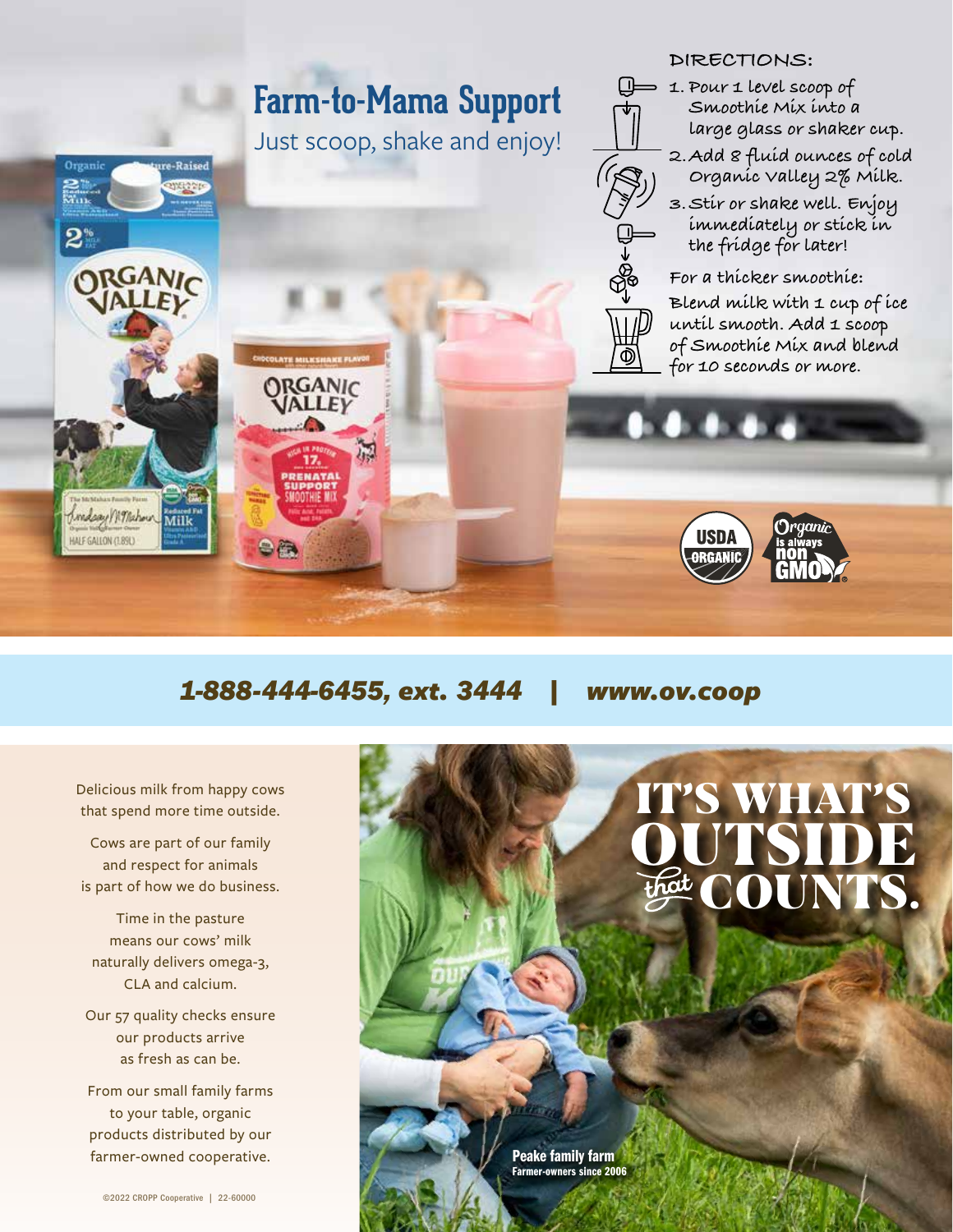# Farm-to-Mama Support

Just scoop, shake and enjoy!

**DIRECTIONS:**

1. Pour 1 level scoop of Smoothie Mix into a large glass or shaker cup.
2. Add 8 fluid ounces of cold Organic Valley 2% Milk.
3. Stir or shake well. Enjoy immediately or stick in the fridge for later!

For a thicker smoothie:
Blend milk with 1 cup of ice until smooth. Add 1 scoop of Smoothie Mix and blend for 10 seconds or more.

USDA ORGANIC

Organic is always non GMO

***1-888-444-6455, ext. 3444 | www.ov.coop***

Delicious milk from happy cows that spend more time outside.

Cows are part of our family and respect for animals is part of how we do business.

Time in the pasture means our cows' milk naturally delivers omega-3, CLA and calcium.

Our 57 quality checks ensure our products arrive as fresh as can be.

From our small family farms to your table, organic products distributed by our farmer-owned cooperative.

# IT'S WHAT'S OUTSIDE that COUNTS.

**Peake family farm**
**Farmer-owners since 2006**

©2022 CROPP Cooperative | 22-60000